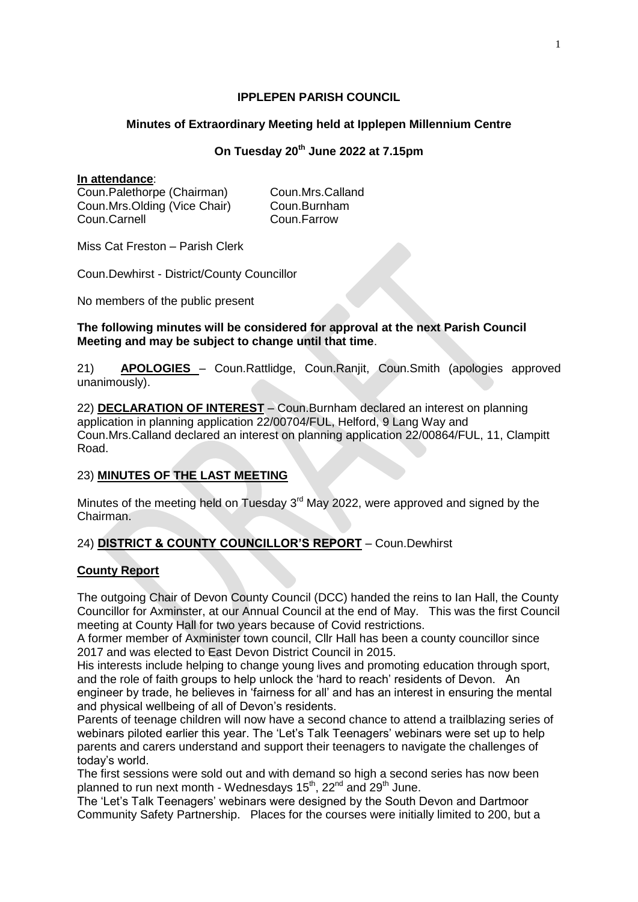# IPPLEPEN PARISH COUNCIL

## Minutes of Extraordinary Meeting held at Ipplepen Millennium Centre

## On Tuesday 20th June 2022 at 7.15pm

**In attendance**:

| | |
|---|---|
| Coun.Palethorpe (Chairman) | Coun.Mrs.Calland |
| Coun.Mrs.Olding (Vice Chair) | Coun.Burnham |
| Coun.Carnell | Coun.Farrow |

Miss Cat Freston – Parish Clerk

Coun.Dewhirst - District/County Councillor

No members of the public present

**The following minutes will be considered for approval at the next Parish Council Meeting and may be subject to change until that time**.

21) **APOLOGIES** – Coun.Rattlidge, Coun.Ranjit, Coun.Smith (apologies approved unanimously).

22) **DECLARATION OF INTEREST** – Coun.Burnham declared an interest on planning application in planning application 22/00704/FUL, Helford, 9 Lang Way and Coun.Mrs.Calland declared an interest on planning application 22/00864/FUL, 11, Clampitt Road.

23) **MINUTES OF THE LAST MEETING**

Minutes of the meeting held on Tuesday 3rd May 2022, were approved and signed by the Chairman.

24) **DISTRICT & COUNTY COUNCILLOR'S REPORT** – Coun.Dewhirst

**County Report**

The outgoing Chair of Devon County Council (DCC) handed the reins to Ian Hall, the County Councillor for Axminster, at our Annual Council at the end of May. This was the first Council meeting at County Hall for two years because of Covid restrictions.
A former member of Axminister town council, Cllr Hall has been a county councillor since 2017 and was elected to East Devon District Council in 2015.
His interests include helping to change young lives and promoting education through sport, and the role of faith groups to help unlock the 'hard to reach' residents of Devon. An engineer by trade, he believes in 'fairness for all' and has an interest in ensuring the mental and physical wellbeing of all of Devon's residents.
Parents of teenage children will now have a second chance to attend a trailblazing series of webinars piloted earlier this year. The 'Let's Talk Teenagers' webinars were set up to help parents and carers understand and support their teenagers to navigate the challenges of today's world.
The first sessions were sold out and with demand so high a second series has now been planned to run next month - Wednesdays 15th, 22nd and 29th June.
The 'Let's Talk Teenagers' webinars were designed by the South Devon and Dartmoor Community Safety Partnership. Places for the courses were initially limited to 200, but a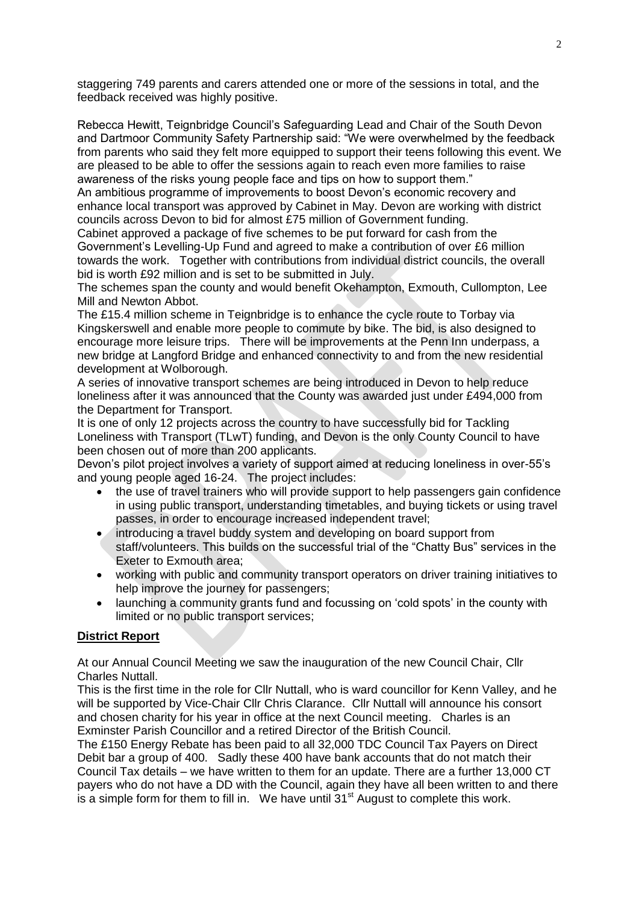staggering 749 parents and carers attended one or more of the sessions in total, and the feedback received was highly positive.

Rebecca Hewitt, Teignbridge Council's Safeguarding Lead and Chair of the South Devon and Dartmoor Community Safety Partnership said: "We were overwhelmed by the feedback from parents who said they felt more equipped to support their teens following this event. We are pleased to be able to offer the sessions again to reach even more families to raise awareness of the risks young people face and tips on how to support them."

An ambitious programme of improvements to boost Devon's economic recovery and enhance local transport was approved by Cabinet in May. Devon are working with district councils across Devon to bid for almost £75 million of Government funding.

Cabinet approved a package of five schemes to be put forward for cash from the Government's Levelling-Up Fund and agreed to make a contribution of over £6 million towards the work. Together with contributions from individual district councils, the overall bid is worth £92 million and is set to be submitted in July.

The schemes span the county and would benefit Okehampton, Exmouth, Cullompton, Lee Mill and Newton Abbot.

The £15.4 million scheme in Teignbridge is to enhance the cycle route to Torbay via Kingskerswell and enable more people to commute by bike. The bid, is also designed to encourage more leisure trips. There will be improvements at the Penn Inn underpass, a new bridge at Langford Bridge and enhanced connectivity to and from the new residential development at Wolborough.

A series of innovative transport schemes are being introduced in Devon to help reduce loneliness after it was announced that the County was awarded just under £494,000 from the Department for Transport.

It is one of only 12 projects across the country to have successfully bid for Tackling Loneliness with Transport (TLwT) funding, and Devon is the only County Council to have been chosen out of more than 200 applicants.

Devon's pilot project involves a variety of support aimed at reducing loneliness in over-55's and young people aged 16-24. The project includes:

- the use of travel trainers who will provide support to help passengers gain confidence in using public transport, understanding timetables, and buying tickets or using travel passes, in order to encourage increased independent travel;
- introducing a travel buddy system and developing on board support from staff/volunteers. This builds on the successful trial of the "Chatty Bus" services in the Exeter to Exmouth area;
- working with public and community transport operators on driver training initiatives to help improve the journey for passengers;
- launching a community grants fund and focussing on 'cold spots' in the county with limited or no public transport services;

**District Report**

At our Annual Council Meeting we saw the inauguration of the new Council Chair, Cllr Charles Nuttall.

This is the first time in the role for Cllr Nuttall, who is ward councillor for Kenn Valley, and he will be supported by Vice-Chair Cllr Chris Clarance. Cllr Nuttall will announce his consort and chosen charity for his year in office at the next Council meeting. Charles is an Exminster Parish Councillor and a retired Director of the British Council.

The £150 Energy Rebate has been paid to all 32,000 TDC Council Tax Payers on Direct Debit bar a group of 400. Sadly these 400 have bank accounts that do not match their Council Tax details – we have written to them for an update. There are a further 13,000 CT payers who do not have a DD with the Council, again they have all been written to and there is a simple form for them to fill in. We have until 31st August to complete this work.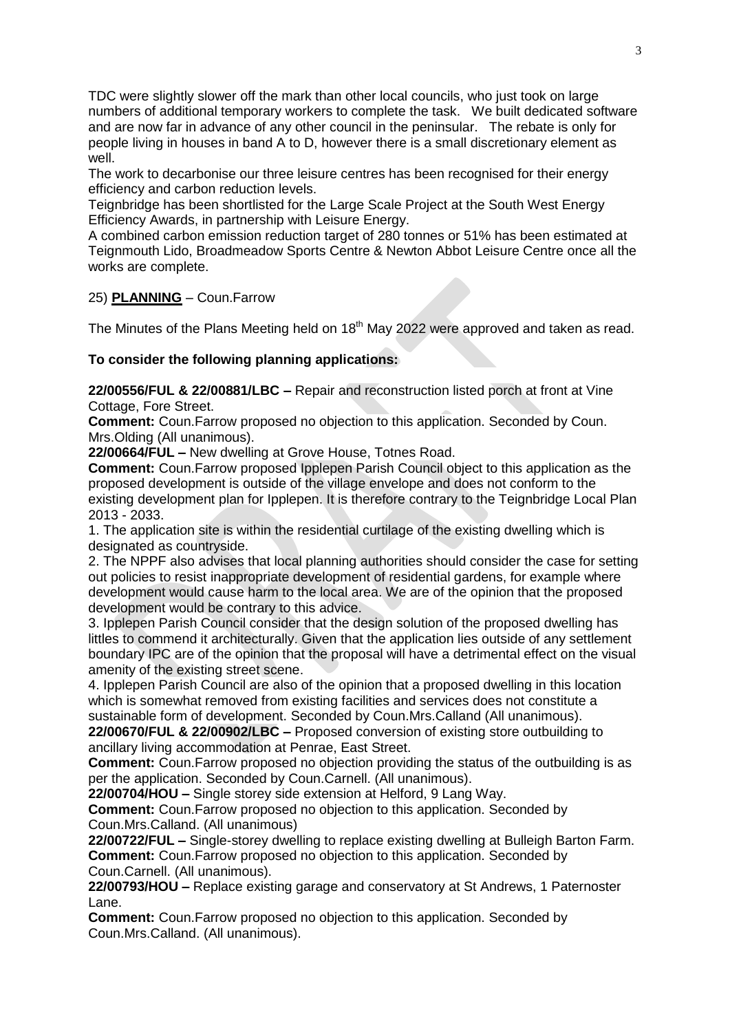TDC were slightly slower off the mark than other local councils, who just took on large numbers of additional temporary workers to complete the task. We built dedicated software and are now far in advance of any other council in the peninsular. The rebate is only for people living in houses in band A to D, however there is a small discretionary element as well.

The work to decarbonise our three leisure centres has been recognised for their energy efficiency and carbon reduction levels.

Teignbridge has been shortlisted for the Large Scale Project at the South West Energy Efficiency Awards, in partnership with Leisure Energy.

A combined carbon emission reduction target of 280 tonnes or 51% has been estimated at Teignmouth Lido, Broadmeadow Sports Centre & Newton Abbot Leisure Centre once all the works are complete.

25) **PLANNING** – Coun.Farrow

The Minutes of the Plans Meeting held on 18th May 2022 were approved and taken as read.

**To consider the following planning applications:**

**22/00556/FUL & 22/00881/LBC –** Repair and reconstruction listed porch at front at Vine Cottage, Fore Street.

**Comment:** Coun.Farrow proposed no objection to this application. Seconded by Coun. Mrs.Olding (All unanimous).

**22/00664/FUL –** New dwelling at Grove House, Totnes Road.

**Comment:** Coun.Farrow proposed Ipplepen Parish Council object to this application as the proposed development is outside of the village envelope and does not conform to the existing development plan for Ipplepen. It is therefore contrary to the Teignbridge Local Plan 2013 - 2033.

1. The application site is within the residential curtilage of the existing dwelling which is designated as countryside.
2. The NPPF also advises that local planning authorities should consider the case for setting out policies to resist inappropriate development of residential gardens, for example where development would cause harm to the local area. We are of the opinion that the proposed development would be contrary to this advice.
3. Ipplepen Parish Council consider that the design solution of the proposed dwelling has littles to commend it architecturally. Given that the application lies outside of any settlement boundary IPC are of the opinion that the proposal will have a detrimental effect on the visual amenity of the existing street scene.
4. Ipplepen Parish Council are also of the opinion that a proposed dwelling in this location which is somewhat removed from existing facilities and services does not constitute a sustainable form of development. Seconded by Coun.Mrs.Calland (All unanimous).

**22/00670/FUL & 22/00902/LBC –** Proposed conversion of existing store outbuilding to ancillary living accommodation at Penrae, East Street.

**Comment:** Coun.Farrow proposed no objection providing the status of the outbuilding is as per the application. Seconded by Coun.Carnell. (All unanimous).

**22/00704/HOU –** Single storey side extension at Helford, 9 Lang Way.

**Comment:** Coun.Farrow proposed no objection to this application. Seconded by Coun.Mrs.Calland. (All unanimous)

**22/00722/FUL –** Single-storey dwelling to replace existing dwelling at Bulleigh Barton Farm.

**Comment:** Coun.Farrow proposed no objection to this application. Seconded by Coun.Carnell. (All unanimous).

**22/00793/HOU –** Replace existing garage and conservatory at St Andrews, 1 Paternoster Lane.

**Comment:** Coun.Farrow proposed no objection to this application. Seconded by Coun.Mrs.Calland. (All unanimous).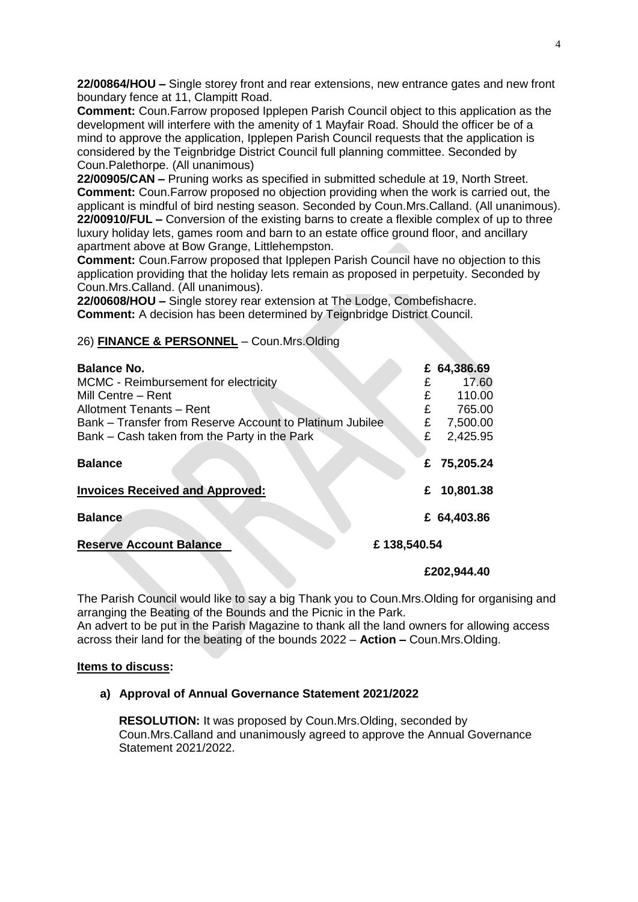**22/00864/HOU –** Single storey front and rear extensions, new entrance gates and new front boundary fence at 11, Clampitt Road.
**Comment:** Coun.Farrow proposed Ipplepen Parish Council object to this application as the development will interfere with the amenity of 1 Mayfair Road. Should the officer be of a mind to approve the application, Ipplepen Parish Council requests that the application is considered by the Teignbridge District Council full planning committee. Seconded by Coun.Palethorpe. (All unanimous)
**22/00905/CAN –** Pruning works as specified in submitted schedule at 19, North Street.
**Comment:** Coun.Farrow proposed no objection providing when the work is carried out, the applicant is mindful of bird nesting season. Seconded by Coun.Mrs.Calland. (All unanimous).
**22/00910/FUL –** Conversion of the existing barns to create a flexible complex of up to three luxury holiday lets, games room and barn to an estate office ground floor, and ancillary apartment above at Bow Grange, Littlehempston.
**Comment:** Coun.Farrow proposed that Ipplepen Parish Council have no objection to this application providing that the holiday lets remain as proposed in perpetuity. Seconded by Coun.Mrs.Calland. (All unanimous).
**22/00608/HOU –** Single storey rear extension at The Lodge, Combefishacre.
**Comment:** A decision has been determined by Teignbridge District Council.

26) **FINANCE & PERSONNEL** – Coun.Mrs.Olding

| | | |
|---|---|---|
| **Balance No.** | | **£ 64,386.69** |
| MCMC - Reimbursement for electricity | | £ 17.60 |
| Mill Centre – Rent | | £ 110.00 |
| Allotment Tenants – Rent | | £ 765.00 |
| Bank – Transfer from Reserve Account to Platinum Jubilee | | £ 7,500.00 |
| Bank – Cash taken from the Party in the Park | | £ 2,425.95 |
| **Balance** | | **£ 75,205.24** |
| **Invoices Received and Approved:** | | **£ 10,801.38** |
| **Balance** | | **£ 64,403.86** |
| **Reserve Account Balance** | **£ 138,540.54** | |
| | | **£202,944.40** |

The Parish Council would like to say a big Thank you to Coun.Mrs.Olding for organising and arranging the Beating of the Bounds and the Picnic in the Park.
An advert to be put in the Parish Magazine to thank all the land owners for allowing access across their land for the beating of the bounds 2022 – **Action –** Coun.Mrs.Olding.

**Items to discuss:**

**a) Approval of Annual Governance Statement 2021/2022**

**RESOLUTION:** It was proposed by Coun.Mrs.Olding, seconded by Coun.Mrs.Calland and unanimously agreed to approve the Annual Governance Statement 2021/2022.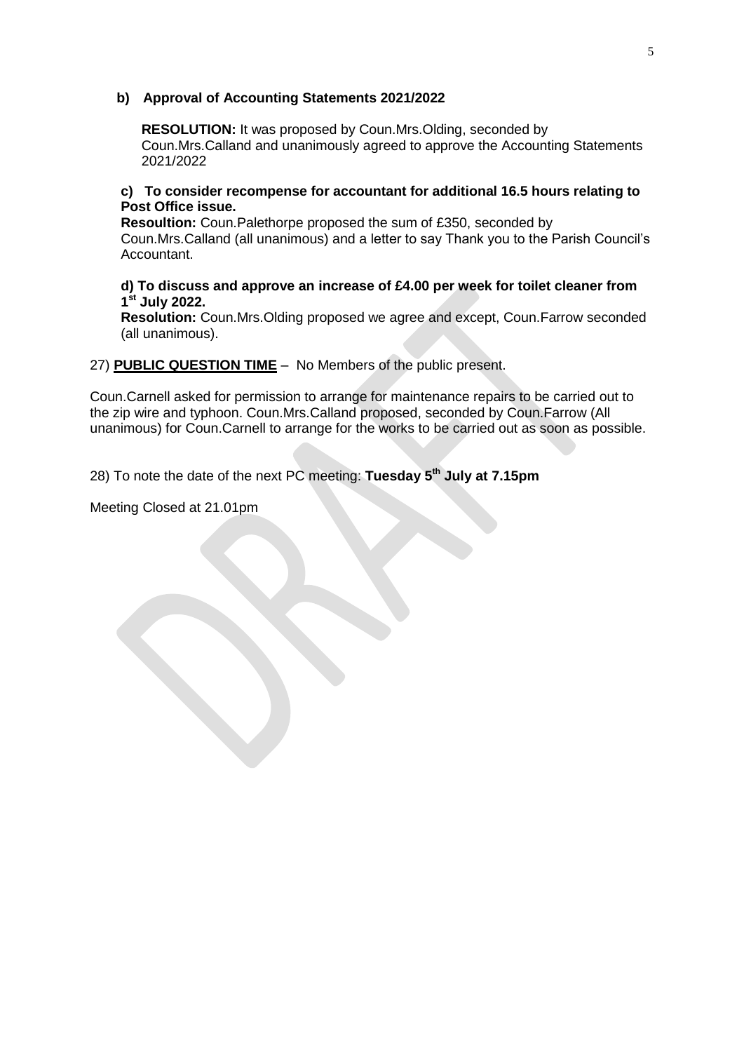**b) Approval of Accounting Statements 2021/2022**

**RESOLUTION:** It was proposed by Coun.Mrs.Olding, seconded by Coun.Mrs.Calland and unanimously agreed to approve the Accounting Statements 2021/2022

**c) To consider recompense for accountant for additional 16.5 hours relating to Post Office issue.**

**Resoultion:** Coun.Palethorpe proposed the sum of £350, seconded by Coun.Mrs.Calland (all unanimous) and a letter to say Thank you to the Parish Council's Accountant.

**d) To discuss and approve an increase of £4.00 per week for toilet cleaner from 1st July 2022.**

**Resolution:** Coun.Mrs.Olding proposed we agree and except, Coun.Farrow seconded (all unanimous).

27) **PUBLIC QUESTION TIME** – No Members of the public present.

Coun.Carnell asked for permission to arrange for maintenance repairs to be carried out to the zip wire and typhoon. Coun.Mrs.Calland proposed, seconded by Coun.Farrow (All unanimous) for Coun.Carnell to arrange for the works to be carried out as soon as possible.

28) To note the date of the next PC meeting: **Tuesday 5th July at 7.15pm**

Meeting Closed at 21.01pm

DRAFT